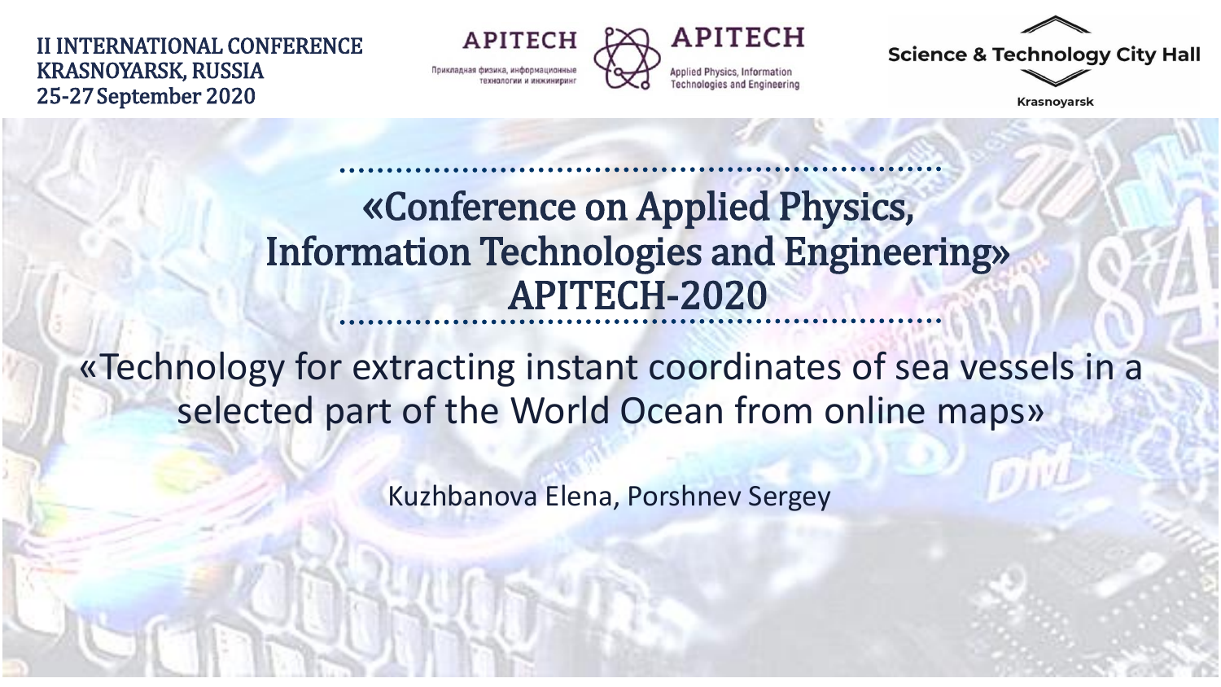II INTERNATIONAL CONFERENCE
KRASNOYARSK, RUSSIA
25-27 September 2020

APITECH

Прикладная физика, информационные технологии и инжиниринг

APITECH

Applied Physics, Information Technologies and Engineering

Science & Technology City Hall

Krasnoyarsk

# «Conference on Applied Physics, Information Technologies and Engineering» APITECH-2020

## «Technology for extracting instant coordinates of sea vessels in a selected part of the World Ocean from online maps»

Kuzhbanova Elena, Porshnev Sergey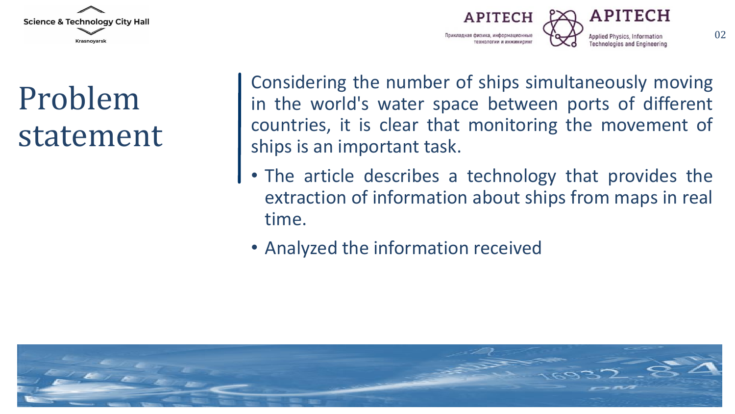# Problem statement

Considering the number of ships simultaneously moving in the world's water space between ports of different countries, it is clear that monitoring the movement of ships is an important task.

- The article describes a technology that provides the extraction of information about ships from maps in real time.
- Analyzed the information received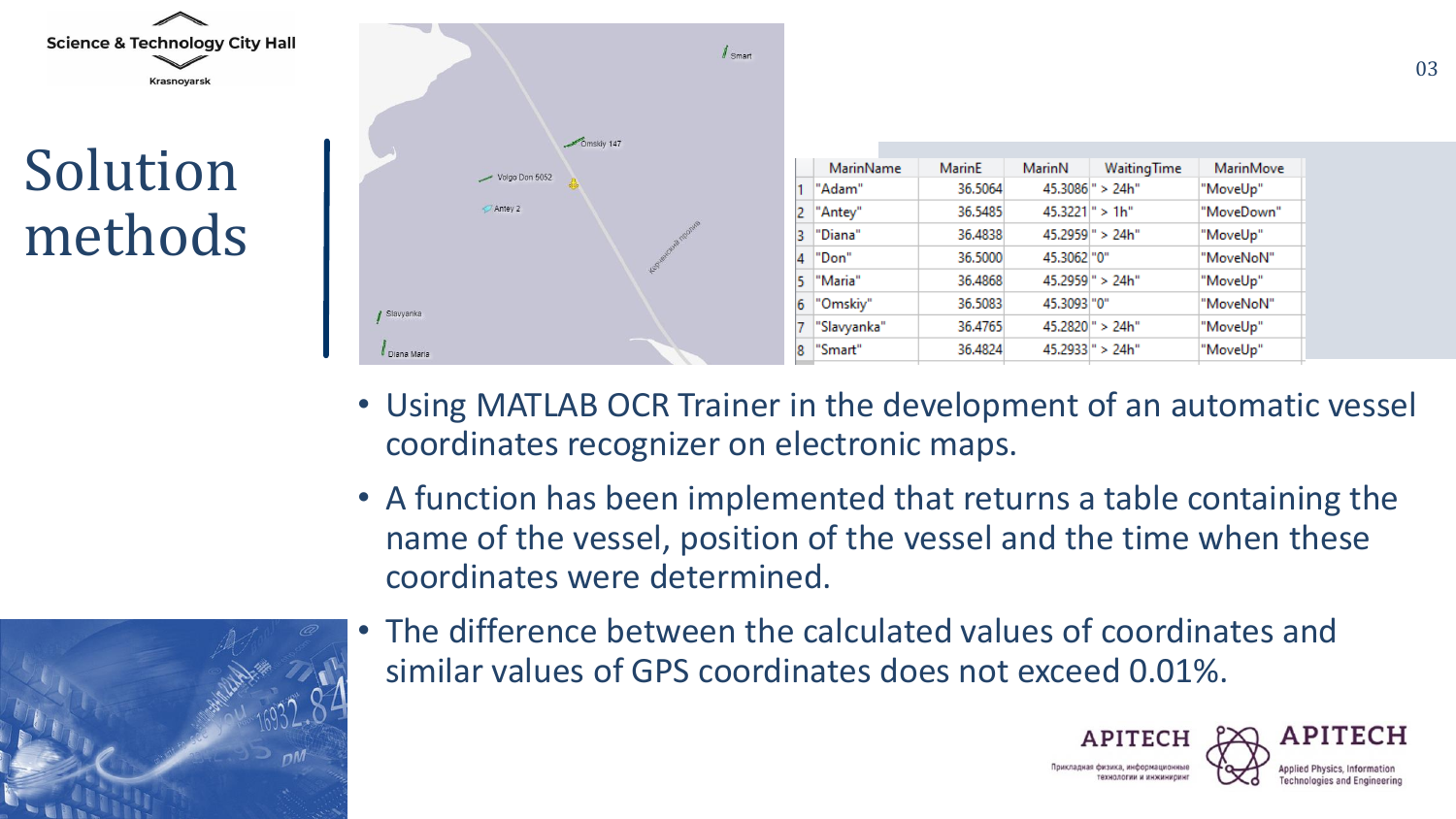# Solution methods

|  | MarinName | MarinE | MarinN | WaitingTime | MarinMove |
|---|---|---|---|---|---|
| 1 | "Adam" | 36.5064 | 45.3086 | " > 24h" | "MoveUp" |
| 2 | "Antey" | 36.5485 | 45.3221 | " > 1h" | "MoveDown" |
| 3 | "Diana" | 36.4838 | 45.2959 | " > 24h" | "MoveUp" |
| 4 | "Don" | 36.5000 | 45.3062 | "0" | "MoveNoN" |
| 5 | "Maria" | 36.4868 | 45.2959 | " > 24h" | "MoveUp" |
| 6 | "Omskiy" | 36.5083 | 45.3093 | "0" | "MoveNoN" |
| 7 | "Slavyanka" | 36.4765 | 45.2820 | " > 24h" | "MoveUp" |
| 8 | "Smart" | 36.4824 | 45.2933 | " > 24h" | "MoveUp" |

- Using MATLAB OCR Trainer in the development of an automatic vessel coordinates recognizer on electronic maps.
- A function has been implemented that returns a table containing the name of the vessel, position of the vessel and the time when these coordinates were determined.
- The difference between the calculated values of coordinates and similar values of GPS coordinates does not exceed 0.01%.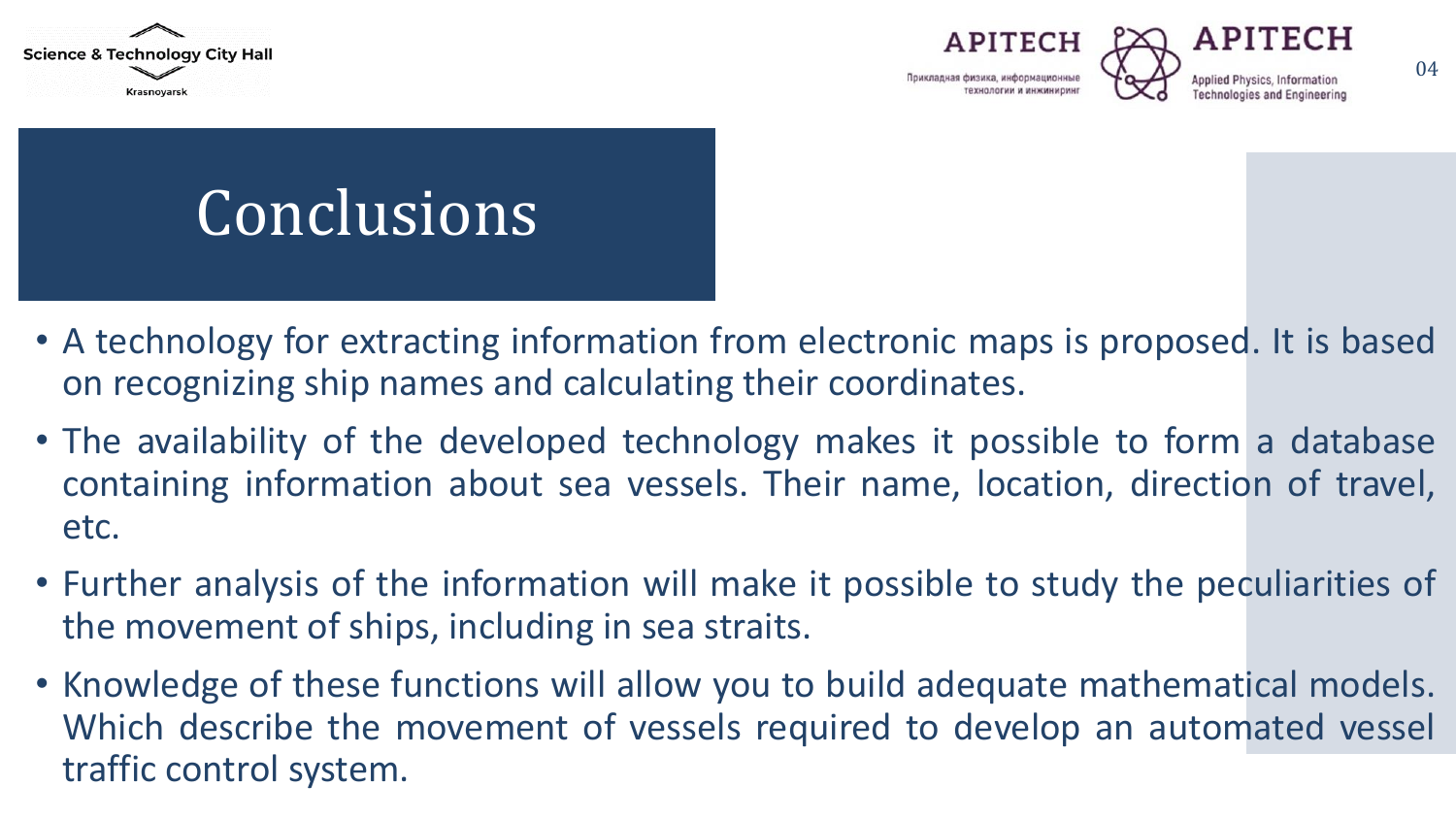# Conclusions

- A technology for extracting information from electronic maps is proposed. It is based on recognizing ship names and calculating their coordinates.
- The availability of the developed technology makes it possible to form a database containing information about sea vessels. Their name, location, direction of travel, etc.
- Further analysis of the information will make it possible to study the peculiarities of the movement of ships, including in sea straits.
- Knowledge of these functions will allow you to build adequate mathematical models. Which describe the movement of vessels required to develop an automated vessel traffic control system.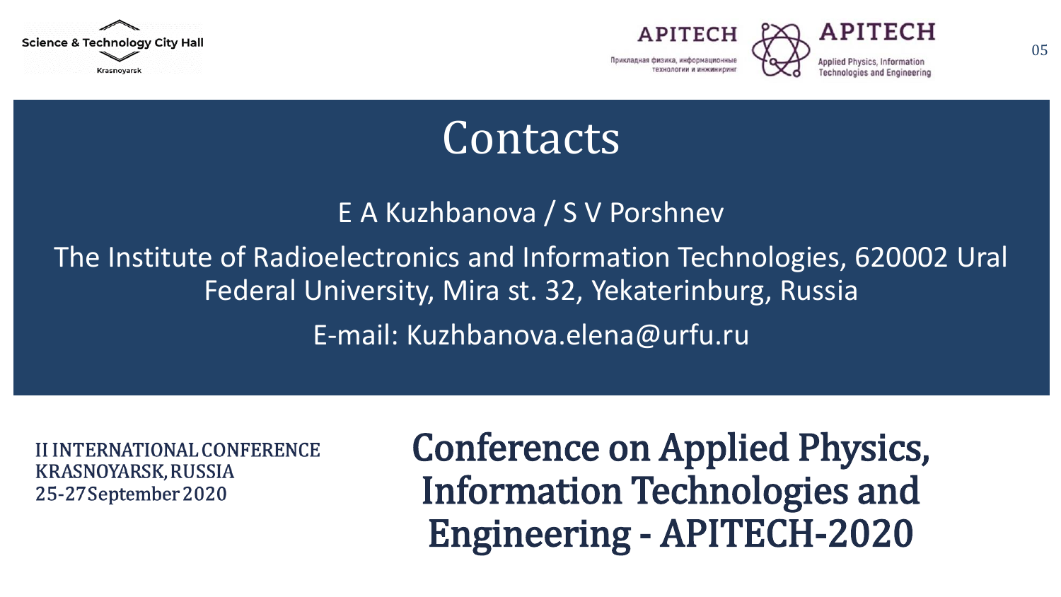# Contacts

E A Kuzhbanova / S V Porshnev

The Institute of Radioelectronics and Information Technologies, 620002 Ural Federal University, Mira st. 32, Yekaterinburg, Russia

E-mail: Kuzhbanova.elena@urfu.ru

II INTERNATIONAL CONFERENCE
KRASNOYARSK, RUSSIA
25-27 September 2020

**Conference on Applied Physics, Information Technologies and Engineering - APITECH-2020**